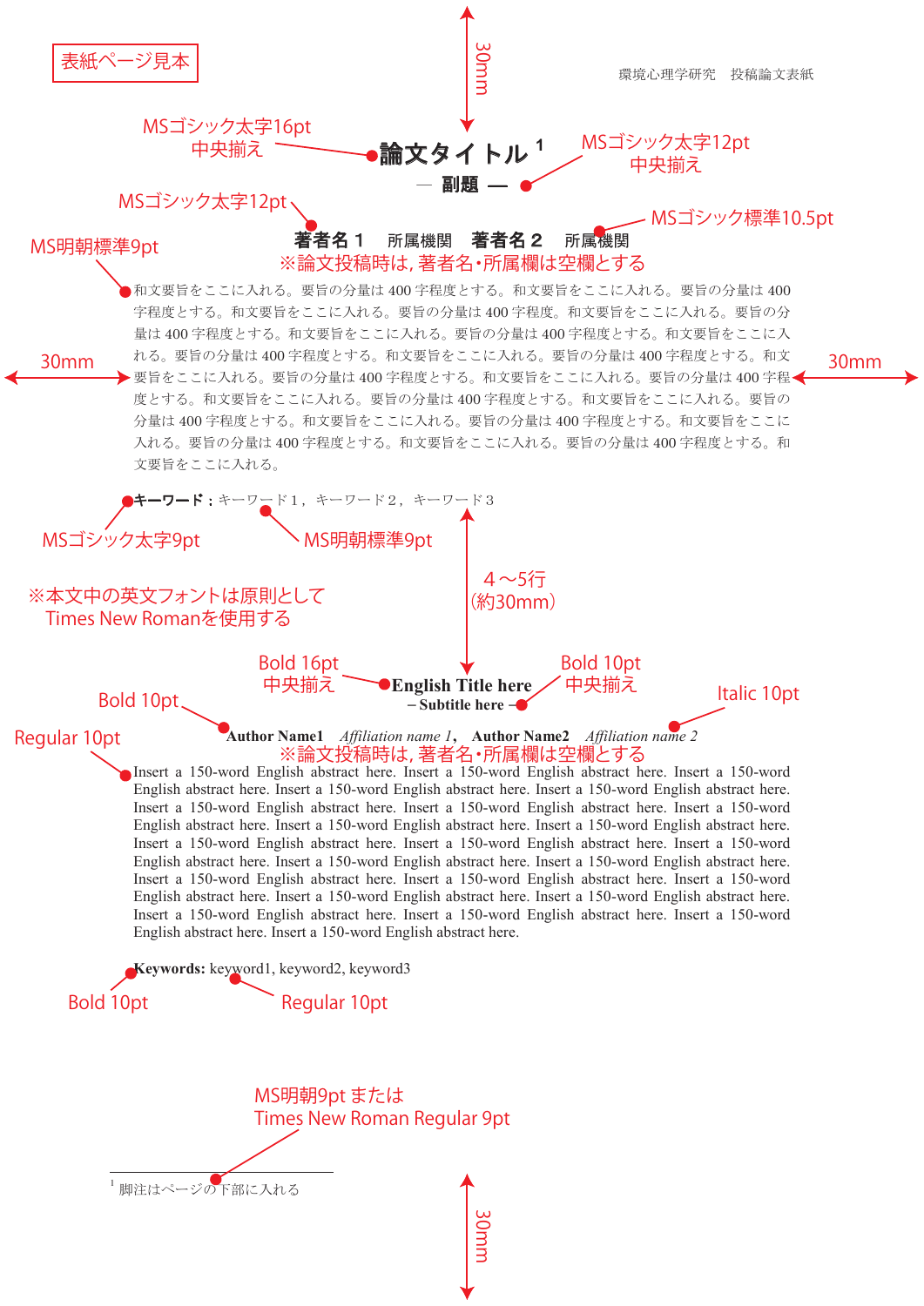表紙ページ見本

環境心理学研究　投稿論文表紙

30mm

MSゴシック太字16pt
中央揃え

# 論文タイトル [1]

MSゴシック太字12pt
中央揃え

**— 副題 —**

MSゴシック太字12pt

MSゴシック標準10.5pt

**著者名１**　所属機関　**著者名２**　所属機関

※論文投稿時は，著者名・所属欄は空欄とする

MS明朝標準9pt

30mm

30mm

和文要旨をここに入れる。要旨の分量は 400 字程度とする。和文要旨をここに入れる。要旨の分量は 400 字程度とする。和文要旨をここに入れる。要旨の分量は 400 字程度。和文要旨をここに入れる。要旨の分量は 400 字程度とする。和文要旨をここに入れる。要旨の分量は 400 字程度とする。和文要旨をここに入れる。要旨の分量は 400 字程度とする。和文要旨をここに入れる。要旨の分量は 400 字程度とする。和文要旨をここに入れる。要旨の分量は 400 字程度とする。和文要旨をここに入れる。要旨の分量は 400 字程度とする。和文要旨をここに入れる。要旨の分量は 400 字程度とする。和文要旨をここに入れる。要旨の分量は 400 字程度とする。和文要旨をここに入れる。要旨の分量は 400 字程度とする。和文要旨をここに入れる。要旨の分量は 400 字程度とする。和文要旨をここに入れる。

**キーワード：** キーワード１，キーワード２，キーワード３

MSゴシック太字9pt　　MS明朝標準9pt

４～５行
（約30mm）

※本文中の英文フォントは原則として
Times New Romanを使用する

Bold 16pt
中央揃え

Bold 10pt
中央揃え

**English Title here**

**– Subtitle here –**

Bold 10pt

Italic 10pt

**Author Name1**　*Affiliation name 1*，　**Author Name2**　*Affiliation name 2*

※論文投稿時は，著者名・所属欄は空欄とする

Regular 10pt

Insert a 150-word English abstract here. Insert a 150-word English abstract here. Insert a 150-word English abstract here. Insert a 150-word English abstract here. Insert a 150-word English abstract here. Insert a 150-word English abstract here. Insert a 150-word English abstract here. Insert a 150-word English abstract here. Insert a 150-word English abstract here. Insert a 150-word English abstract here. Insert a 150-word English abstract here. Insert a 150-word English abstract here. Insert a 150-word English abstract here. Insert a 150-word English abstract here. Insert a 150-word English abstract here. Insert a 150-word English abstract here. Insert a 150-word English abstract here. Insert a 150-word English abstract here. Insert a 150-word English abstract here. Insert a 150-word English abstract here.

**Keywords:** keyword1, keyword2, keyword3

Bold 10pt　　Regular 10pt

MS明朝9pt または
Times New Roman Regular 9pt

---

[1] 脚注はページの下部に入れる

30mm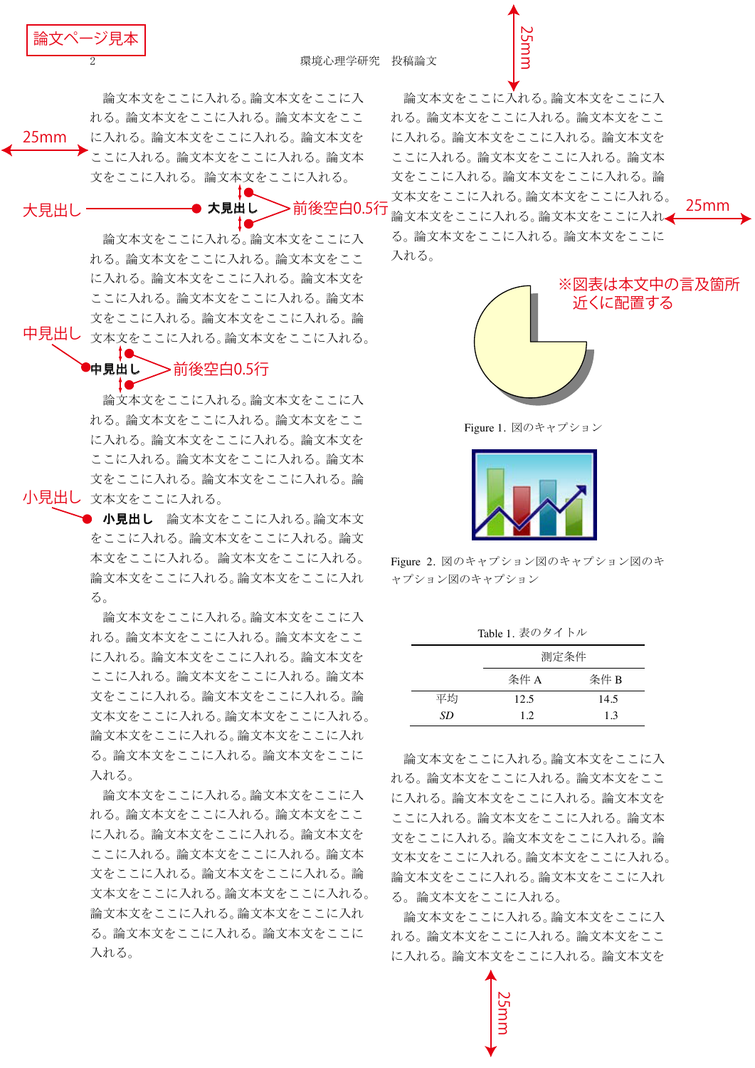論文ページ見本

論文本文をここに入れる。論文本文をここに入れる。論文本文をここに入れる。論文本文をここに入れる。論文本文をここに入れる。論文本文をここに入れる。論文本文をここに入れる。論文本文をここに入れる。論文本文をここに入れる。

25mm

大見出し

## 大見出し

前後空白0.5行

論文本文をここに入れる。論文本文をここに入れる。論文本文をここに入れる。論文本文をここに入れる。論文本文をここに入れる。論文本文をここに入れる。論文本文をここに入れる。論文本文をここに入れる。論文本文をここに入れる。論文本文をここに入れる。論文本文をここに入れる。

中見出し

### 中見出し

前後空白0.5行

論文本文をここに入れる。論文本文をここに入れる。論文本文をここに入れる。論文本文をここに入れる。論文本文をここに入れる。論文本文をここに入れる。論文本文をここに入れる。論文本文をここに入れる。論文本文をここに入れる。論文本文をここに入れる。

小見出し

**小見出し**　論文本文をここに入れる。論文本文をここに入れる。論文本文をここに入れる。論文本文をここに入れる。論文本文をここに入れる。論文本文をここに入れる。論文本文をここに入れる。

論文本文をここに入れる。論文本文をここに入れる。論文本文をここに入れる。論文本文をここに入れる。論文本文をここに入れる。論文本文をここに入れる。論文本文をここに入れる。論文本文をここに入れる。論文本文をここに入れる。論文本文をここに入れる。論文本文をここに入れる。論文本文をここに入れる。論文本文をここに入れる。論文本文をここに入れる。論文本文をここに入れる。

論文本文をここに入れる。論文本文をここに入れる。論文本文をここに入れる。論文本文をここに入れる。論文本文をここに入れる。論文本文をここに入れる。論文本文をここに入れる。論文本文をここに入れる。論文本文をここに入れる。論文本文をここに入れる。論文本文をここに入れる。論文本文をここに入れる。論文本文をここに入れる。論文本文をここに入れる。論文本文をここに入れる。

25mm

論文本文をここに入れる。論文本文をここに入れる。論文本文をここに入れる。論文本文をここに入れる。論文本文をここに入れる。論文本文をここに入れる。論文本文をここに入れる。論文本文をここに入れる。論文本文をここに入れる。論文本文をここに入れる。論文本文をここに入れる。論文本文をここに入れる。論文本文をここに入れる。論文本文をここに入れる。

25mm

※図表は本文中の言及箇所近くに配置する

Figure 1. 図のキャプション

Figure 2. 図のキャプション図のキャプション図のキャプション図のキャプション

Table 1. 表のタイトル

| | 測定条件 | |
|---|---|---|
| | 条件 A | 条件 B |
| 平均 | 12.5 | 14.5 |
| *SD* | 1.2 | 1.3 |

論文本文をここに入れる。論文本文をここに入れる。論文本文をここに入れる。論文本文をここに入れる。論文本文をここに入れる。論文本文をここに入れる。論文本文をここに入れる。論文本文をここに入れる。論文本文をここに入れる。論文本文をここに入れる。論文本文をここに入れる。論文本文をここに入れる。論文本文をここに入れる。

論文本文をここに入れる。論文本文をここに入れる。論文本文をここに入れる。論文本文をここに入れる。論文本文をここに入れる。論文本文を

25mm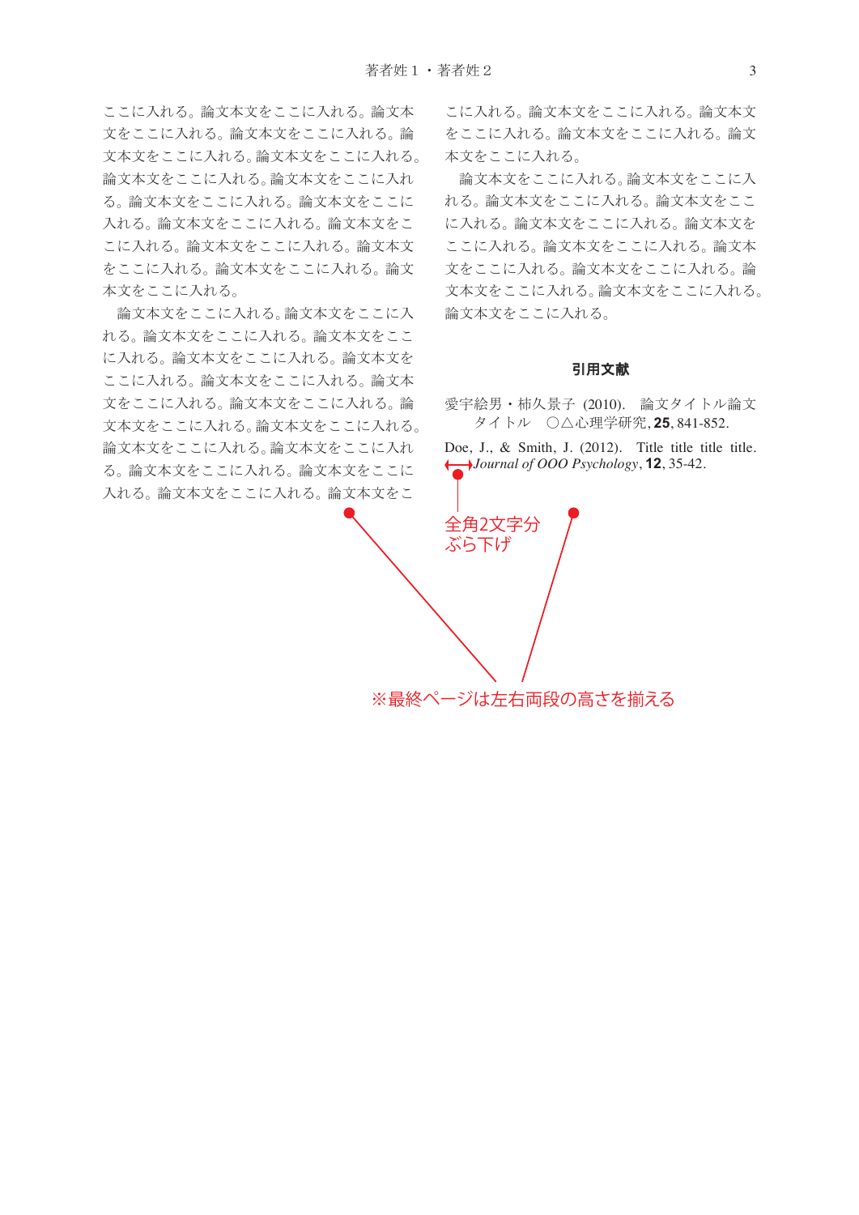ここに入れる。論文本文をここに入れる。論文本文をここに入れる。論文本文をここに入れる。論文本文をここに入れる。論文本文をここに入れる。論文本文をここに入れる。論文本文をここに入れる。論文本文をここに入れる。論文本文をここに入れる。論文本文をここに入れる。論文本文をここに入れる。論文本文をここに入れる。論文本文をここに入れる。論文本文をここに入れる。論文本文をここに入れる。

論文本文をここに入れる。論文本文をここに入れる。論文本文をここに入れる。論文本文をここに入れる。論文本文をここに入れる。論文本文をここに入れる。論文本文をここに入れる。論文本文をここに入れる。論文本文をここに入れる。論文本文をここに入れる。論文本文をここに入れる。論文本文をここに入れる。論文本文をここに入れる。論文本文をここに入れる。論文本文をここに入れる。論文本文をここに入れる。論文本文をここに入れる。論文本文をここに入れる。

論文本文をここに入れる。論文本文をここに入れる。論文本文をここに入れる。論文本文をここに入れる。論文本文をここに入れる。論文本文をここに入れる。論文本文をここに入れる。論文本文をここに入れる。論文本文をここに入れる。論文本文をここに入れる。論文本文をここに入れる。

## 引用文献

愛宇絵男・柿久景子 (2010). 論文タイトル論文タイトル ○△心理学研究, **25**, 841-852.

Doe, J., & Smith, J. (2012). Title title title title. *Journal of OOO Psychology*, **12**, 35-42.

全角2文字分ぶら下げ

※最終ページは左右両段の高さを揃える